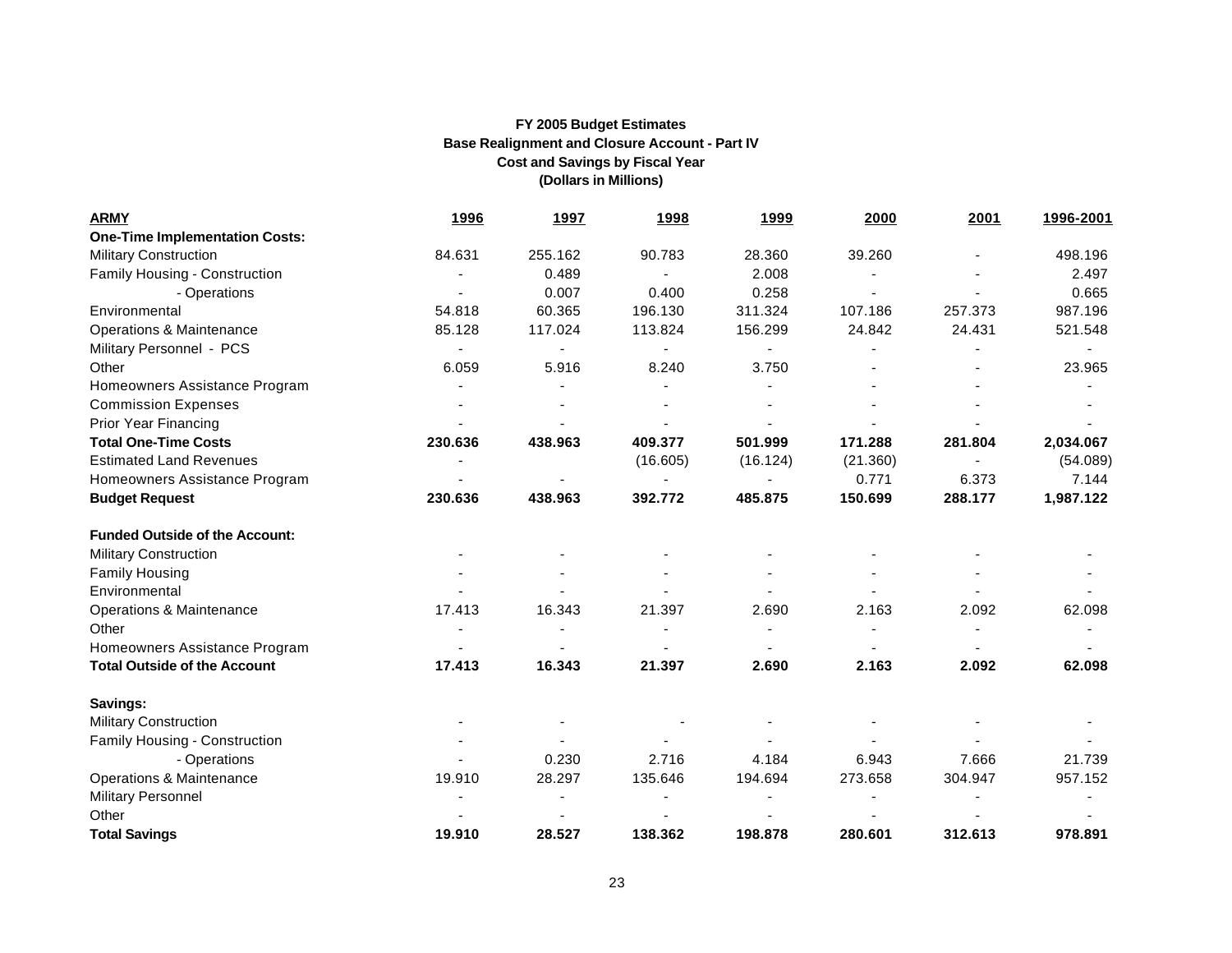**FY 2005 Budget Estimates**
**Base Realignment and Closure Account - Part IV**
**Cost and Savings by Fiscal Year**
**(Dollars in Millions)**

| **ARMY** | **1996** | **1997** | **1998** | **1999** | **2000** | **2001** | **1996-2001** |
|---|---|---|---|---|---|---|---|
| **One-Time Implementation Costs:** | | | | | | | |
| Military Construction | 84.631 | 255.162 | 90.783 | 28.360 | 39.260 | - | 498.196 |
| Family Housing - Construction | - | 0.489 | - | 2.008 | - | - | 2.497 |
| - Operations | - | 0.007 | 0.400 | 0.258 | - | - | 0.665 |
| Environmental | 54.818 | 60.365 | 196.130 | 311.324 | 107.186 | 257.373 | 987.196 |
| Operations & Maintenance | 85.128 | 117.024 | 113.824 | 156.299 | 24.842 | 24.431 | 521.548 |
| Military Personnel - PCS | - | - | - | - | - | - | - |
| Other | 6.059 | 5.916 | 8.240 | 3.750 | - | - | 23.965 |
| Homeowners Assistance Program | - | - | - | - | - | - | - |
| Commission Expenses | - | - | - | - | - | - | - |
| Prior Year Financing | - | - | - | - | - | - | - |
| **Total One-Time Costs** | **230.636** | **438.963** | **409.377** | **501.999** | **171.288** | **281.804** | **2,034.067** |
| Estimated Land Revenues | - | | (16.605) | (16.124) | (21.360) | - | (54.089) |
| Homeowners Assistance Program | - | - | - | - | 0.771 | 6.373 | 7.144 |
| **Budget Request** | **230.636** | **438.963** | **392.772** | **485.875** | **150.699** | **288.177** | **1,987.122** |
| | | | | | | | |
| **Funded Outside of the Account:** | | | | | | | |
| Military Construction | - | - | - | - | - | - | - |
| Family Housing | - | - | - | - | - | - | - |
| Environmental | - | - | - | - | - | - | - |
| Operations & Maintenance | 17.413 | 16.343 | 21.397 | 2.690 | 2.163 | 2.092 | 62.098 |
| Other | - | - | - | - | - | - | - |
| Homeowners Assistance Program | - | - | - | - | - | - | - |
| **Total Outside of the Account** | **17.413** | **16.343** | **21.397** | **2.690** | **2.163** | **2.092** | **62.098** |
| | | | | | | | |
| **Savings:** | | | | | | | |
| Military Construction | - | - | - | - | - | - | - |
| Family Housing - Construction | - | - | - | - | - | - | - |
| - Operations | - | 0.230 | 2.716 | 4.184 | 6.943 | 7.666 | 21.739 |
| Operations & Maintenance | 19.910 | 28.297 | 135.646 | 194.694 | 273.658 | 304.947 | 957.152 |
| Military Personnel | - | - | - | - | - | - | - |
| Other | - | - | - | - | - | - | - |
| **Total Savings** | **19.910** | **28.527** | **138.362** | **198.878** | **280.601** | **312.613** | **978.891** |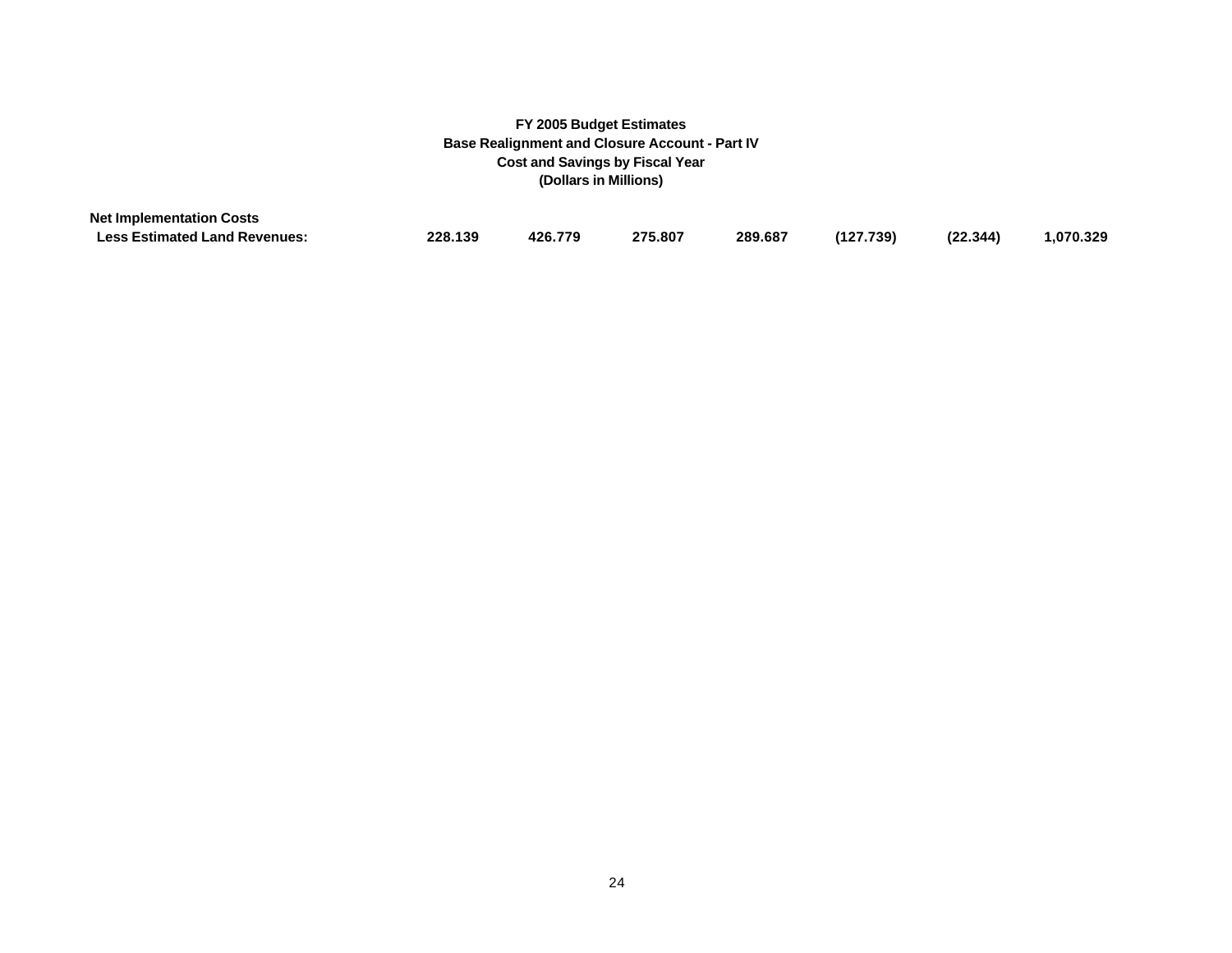**FY 2005 Budget Estimates**
**Base Realignment and Closure Account - Part IV**
**Cost and Savings by Fiscal Year**
**(Dollars in Millions)**

| | | | | | | | |
|---|---|---|---|---|---|---|---|
| **Net Implementation Costs** | | | | | | | |
| **Less Estimated Land Revenues:** | **228.139** | **426.779** | **275.807** | **289.687** | **(127.739)** | **(22.344)** | **1,070.329** |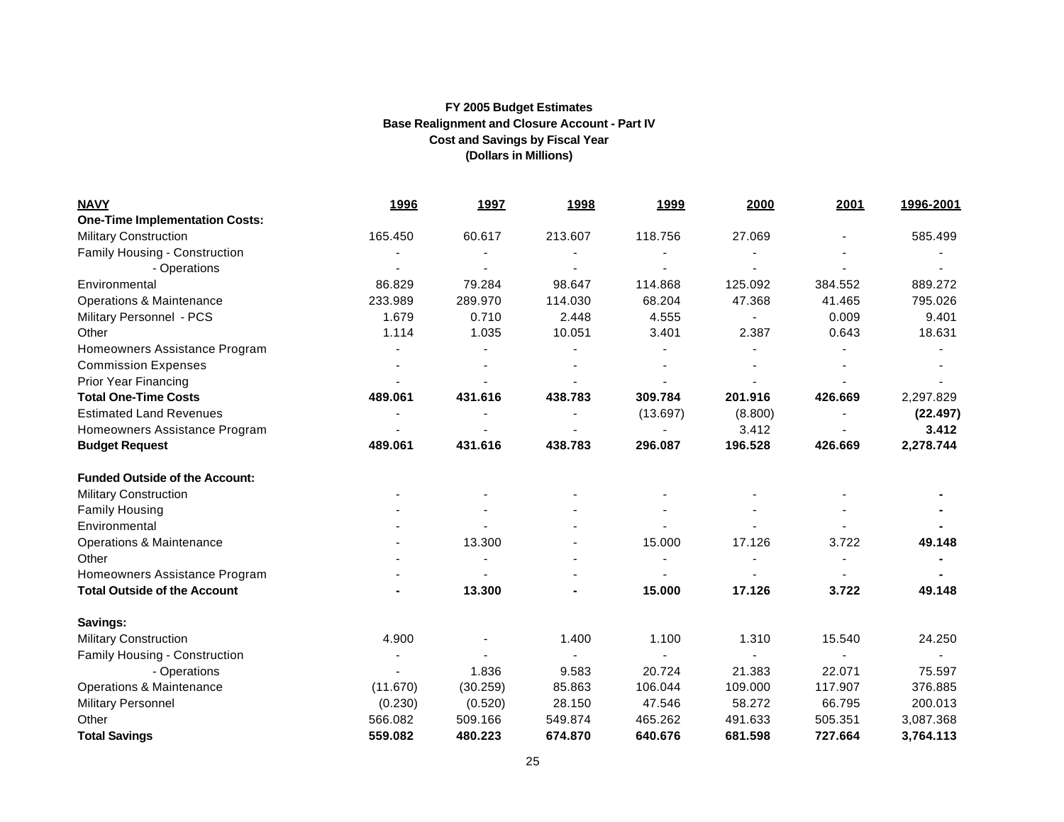**FY 2005 Budget Estimates**
**Base Realignment and Closure Account - Part IV**
**Cost and Savings by Fiscal Year**
**(Dollars in Millions)**

| **NAVY** | **1996** | **1997** | **1998** | **1999** | **2000** | **2001** | **1996-2001** |
|---|---|---|---|---|---|---|---|
| **One-Time Implementation Costs:** | | | | | | | |
| Military Construction | 165.450 | 60.617 | 213.607 | 118.756 | 27.069 | - | 585.499 |
| Family Housing - Construction | - | - | - | - | - | - | - |
| - Operations | - | - | - | - | - | - | - |
| Environmental | 86.829 | 79.284 | 98.647 | 114.868 | 125.092 | 384.552 | 889.272 |
| Operations & Maintenance | 233.989 | 289.970 | 114.030 | 68.204 | 47.368 | 41.465 | 795.026 |
| Military Personnel - PCS | 1.679 | 0.710 | 2.448 | 4.555 | - | 0.009 | 9.401 |
| Other | 1.114 | 1.035 | 10.051 | 3.401 | 2.387 | 0.643 | 18.631 |
| Homeowners Assistance Program | - | - | - | - | - | - | - |
| Commission Expenses | - | - | - | - | - | - | - |
| Prior Year Financing | - | - | - | - | - | - | - |
| **Total One-Time Costs** | **489.061** | **431.616** | **438.783** | **309.784** | **201.916** | **426.669** | 2,297.829 |
| Estimated Land Revenues | - | - | - | (13.697) | (8.800) | - | **(22.497)** |
| Homeowners Assistance Program | - | - | - | - | 3.412 | - | **3.412** |
| **Budget Request** | **489.061** | **431.616** | **438.783** | **296.087** | **196.528** | **426.669** | **2,278.744** |
| | | | | | | | |
| **Funded Outside of the Account:** | | | | | | | |
| Military Construction | - | - | - | - | - | - | **-** |
| Family Housing | - | - | - | - | - | - | **-** |
| Environmental | - | - | - | - | - | - | **-** |
| Operations & Maintenance | - | 13.300 | - | 15.000 | 17.126 | 3.722 | **49.148** |
| Other | - | - | - | - | - | - | **-** |
| Homeowners Assistance Program | - | - | - | - | - | - | **-** |
| **Total Outside of the Account** | **-** | **13.300** | **-** | **15.000** | **17.126** | **3.722** | **49.148** |
| | | | | | | | |
| **Savings:** | | | | | | | |
| Military Construction | 4.900 | - | 1.400 | 1.100 | 1.310 | 15.540 | 24.250 |
| Family Housing - Construction | - | - | - | - | - | - | - |
| - Operations | - | 1.836 | 9.583 | 20.724 | 21.383 | 22.071 | 75.597 |
| Operations & Maintenance | (11.670) | (30.259) | 85.863 | 106.044 | 109.000 | 117.907 | 376.885 |
| Military Personnel | (0.230) | (0.520) | 28.150 | 47.546 | 58.272 | 66.795 | 200.013 |
| Other | 566.082 | 509.166 | 549.874 | 465.262 | 491.633 | 505.351 | 3,087.368 |
| **Total Savings** | **559.082** | **480.223** | **674.870** | **640.676** | **681.598** | **727.664** | **3,764.113** |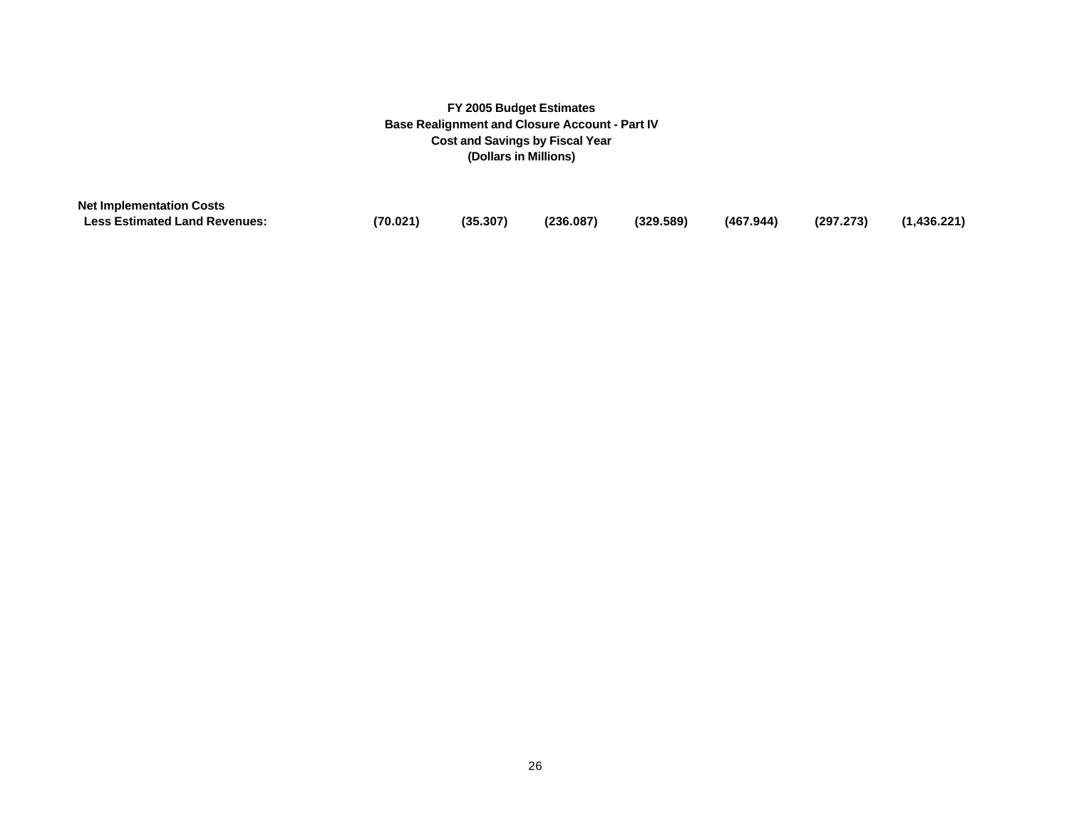**FY 2005 Budget Estimates**
**Base Realignment and Closure Account - Part IV**
**Cost and Savings by Fiscal Year**
**(Dollars in Millions)**

| | | | | | | | |
|---|---|---|---|---|---|---|---|
| **Net Implementation Costs** | | | | | | | |
| **Less Estimated Land Revenues:** | **(70.021)** | **(35.307)** | **(236.087)** | **(329.589)** | **(467.944)** | **(297.273)** | **(1,436.221)** |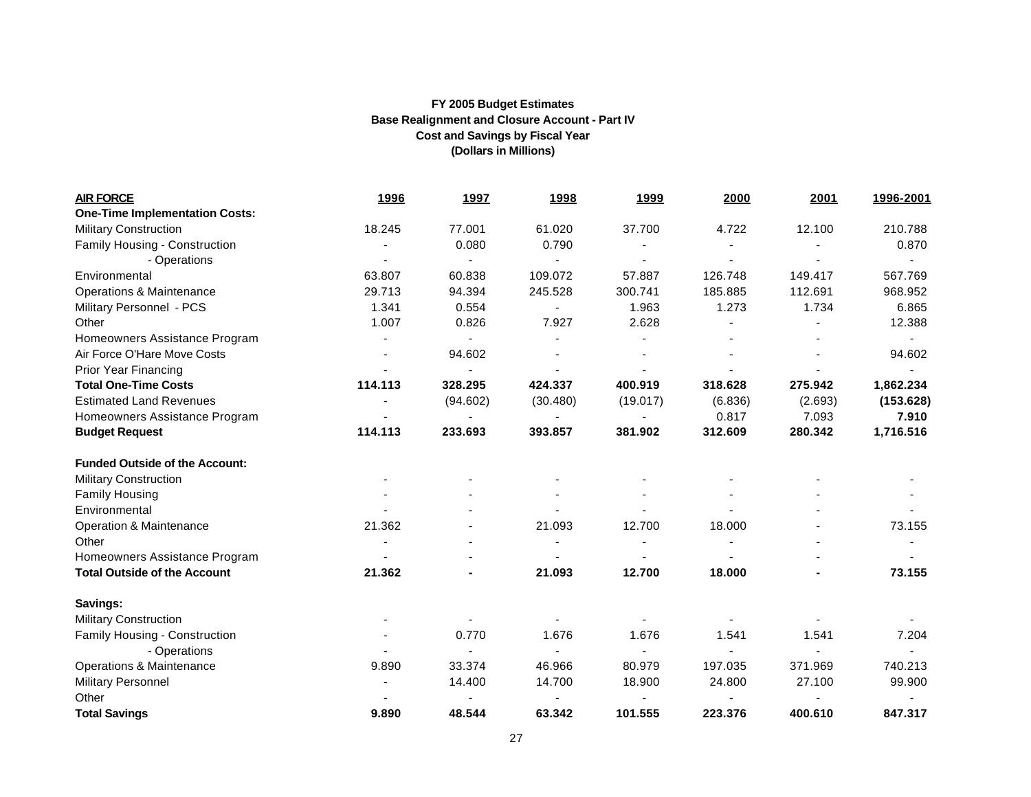**FY 2005 Budget Estimates**
**Base Realignment and Closure Account - Part IV**
**Cost and Savings by Fiscal Year**
**(Dollars in Millions)**

| AIR FORCE | 1996 | 1997 | 1998 | 1999 | 2000 | 2001 | 1996-2001 |
|---|---|---|---|---|---|---|---|
| **One-Time Implementation Costs:** | | | | | | | |
| Military Construction | 18.245 | 77.001 | 61.020 | 37.700 | 4.722 | 12.100 | 210.788 |
| Family Housing - Construction | - | 0.080 | 0.790 | - | - | - | 0.870 |
| - Operations | - | - | - | - | - | - | - |
| Environmental | 63.807 | 60.838 | 109.072 | 57.887 | 126.748 | 149.417 | 567.769 |
| Operations & Maintenance | 29.713 | 94.394 | 245.528 | 300.741 | 185.885 | 112.691 | 968.952 |
| Military Personnel - PCS | 1.341 | 0.554 | - | 1.963 | 1.273 | 1.734 | 6.865 |
| Other | 1.007 | 0.826 | 7.927 | 2.628 | - | - | 12.388 |
| Homeowners Assistance Program | - | - | - | - | - | - | - |
| Air Force O'Hare Move Costs | - | 94.602 | - | - | - | - | 94.602 |
| Prior Year Financing | - | - | - | - | - | - | - |
| **Total One-Time Costs** | **114.113** | **328.295** | **424.337** | **400.919** | **318.628** | **275.942** | **1,862.234** |
| Estimated Land Revenues | - | (94.602) | (30.480) | (19.017) | (6.836) | (2.693) | **(153.628)** |
| Homeowners Assistance Program | - | - | - | - | 0.817 | 7.093 | **7.910** |
| **Budget Request** | **114.113** | **233.693** | **393.857** | **381.902** | **312.609** | **280.342** | **1,716.516** |
| | | | | | | | |
| **Funded Outside of the Account:** | | | | | | | |
| Military Construction | - | - | - | - | - | - | - |
| Family Housing | - | - | - | - | - | - | - |
| Environmental | - | - | - | - | - | - | - |
| Operation & Maintenance | 21.362 | - | 21.093 | 12.700 | 18.000 | - | 73.155 |
| Other | - | - | - | - | - | - | - |
| Homeowners Assistance Program | - | - | - | - | - | - | - |
| **Total Outside of the Account** | **21.362** | **-** | **21.093** | **12.700** | **18.000** | **-** | **73.155** |
| | | | | | | | |
| **Savings:** | | | | | | | |
| Military Construction | - | - | - | - | - | - | - |
| Family Housing - Construction | - | 0.770 | 1.676 | 1.676 | 1.541 | 1.541 | 7.204 |
| - Operations | - | - | - | - | - | - | - |
| Operations & Maintenance | 9.890 | 33.374 | 46.966 | 80.979 | 197.035 | 371.969 | 740.213 |
| Military Personnel | - | 14.400 | 14.700 | 18.900 | 24.800 | 27.100 | 99.900 |
| Other | - | - | - | - | - | - | - |
| **Total Savings** | **9.890** | **48.544** | **63.342** | **101.555** | **223.376** | **400.610** | **847.317** |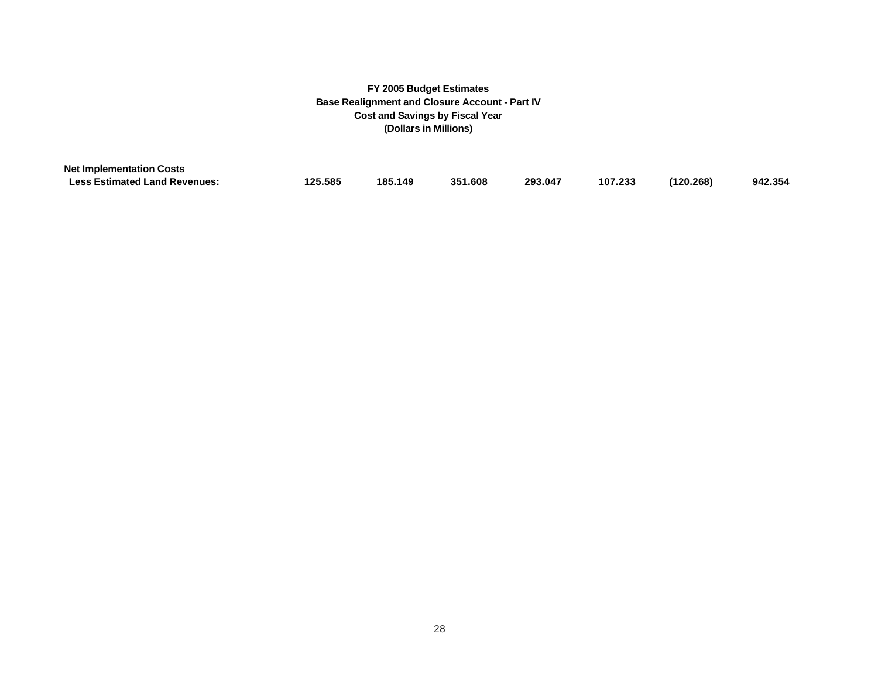**FY 2005 Budget Estimates**
**Base Realignment and Closure Account - Part IV**
**Cost and Savings by Fiscal Year**
**(Dollars in Millions)**

| | | | | | | | |
|---|---|---|---|---|---|---|---|
| **Net Implementation Costs Less Estimated Land Revenues:** | **125.585** | **185.149** | **351.608** | **293.047** | **107.233** | **(120.268)** | **942.354** |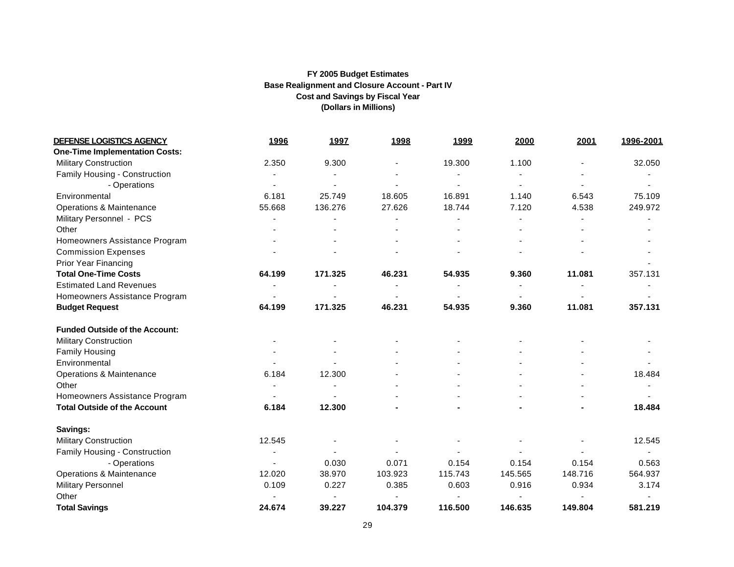**FY 2005 Budget Estimates**
**Base Realignment and Closure Account - Part IV**
**Cost and Savings by Fiscal Year**
**(Dollars in Millions)**

| DEFENSE LOGISTICS AGENCY | 1996 | 1997 | 1998 | 1999 | 2000 | 2001 | 1996-2001 |
|---|---|---|---|---|---|---|---|
| **One-Time Implementation Costs:** | | | | | | | |
| Military Construction | 2.350 | 9.300 | - | 19.300 | 1.100 | - | 32.050 |
| Family Housing - Construction | - | - | - | - | - | - | - |
| - Operations | - | - | - | - | - | - | - |
| Environmental | 6.181 | 25.749 | 18.605 | 16.891 | 1.140 | 6.543 | 75.109 |
| Operations & Maintenance | 55.668 | 136.276 | 27.626 | 18.744 | 7.120 | 4.538 | 249.972 |
| Military Personnel - PCS | - | - | - | - | - | - | - |
| Other | - | - | - | - | - | - | - |
| Homeowners Assistance Program | - | - | - | - | - | - | - |
| Commission Expenses | - | - | - | - | - | - | - |
| Prior Year Financing | | | | | | | - |
| **Total One-Time Costs** | **64.199** | **171.325** | **46.231** | **54.935** | **9.360** | **11.081** | 357.131 |
| Estimated Land Revenues | - | - | - | - | - | - | - |
| Homeowners Assistance Program | - | - | - | - | - | - | - |
| **Budget Request** | **64.199** | **171.325** | **46.231** | **54.935** | **9.360** | **11.081** | **357.131** |
| **Funded Outside of the Account:** | | | | | | | |
| Military Construction | - | - | - | - | - | - | - |
| Family Housing | - | - | - | - | - | - | - |
| Environmental | - | - | - | - | - | - | - |
| Operations & Maintenance | 6.184 | 12.300 | - | - | - | - | 18.484 |
| Other | - | - | - | - | - | - | - |
| Homeowners Assistance Program | - | - | - | - | - | - | - |
| **Total Outside of the Account** | **6.184** | **12.300** | **-** | **-** | **-** | **-** | **18.484** |
| **Savings:** | | | | | | | |
| Military Construction | 12.545 | - | - | - | - | - | 12.545 |
| Family Housing - Construction | - | - | - | - | - | - | - |
| - Operations | - | 0.030 | 0.071 | 0.154 | 0.154 | 0.154 | 0.563 |
| Operations & Maintenance | 12.020 | 38.970 | 103.923 | 115.743 | 145.565 | 148.716 | 564.937 |
| Military Personnel | 0.109 | 0.227 | 0.385 | 0.603 | 0.916 | 0.934 | 3.174 |
| Other | - | - | - | - | - | - | - |
| **Total Savings** | **24.674** | **39.227** | **104.379** | **116.500** | **146.635** | **149.804** | **581.219** |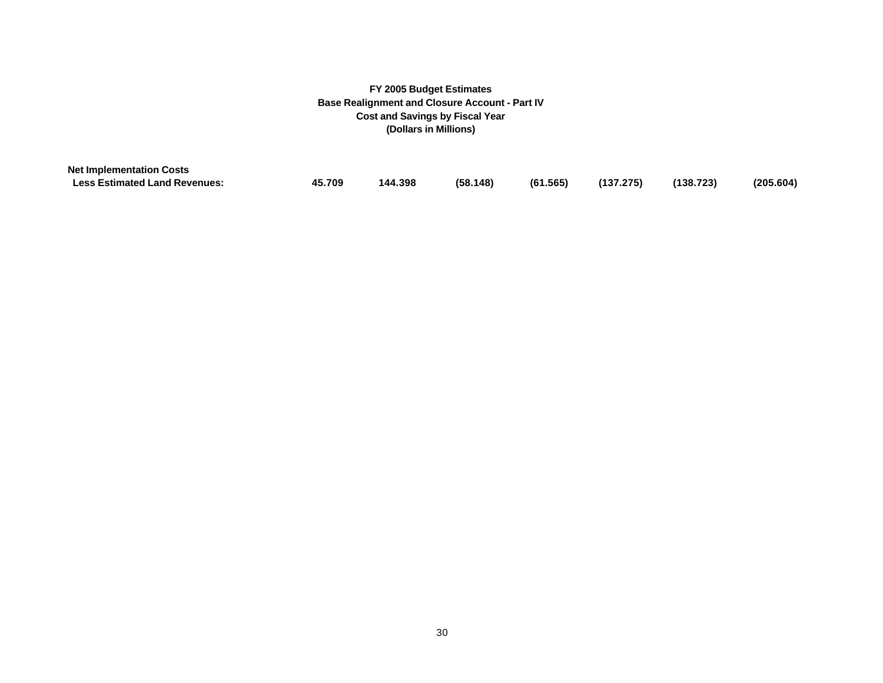**FY 2005 Budget Estimates**
**Base Realignment and Closure Account - Part IV**
**Cost and Savings by Fiscal Year**
**(Dollars in Millions)**

| | | | | | | | |
|---|---|---|---|---|---|---|---|
| **Net Implementation Costs Less Estimated Land Revenues:** | **45.709** | **144.398** | **(58.148)** | **(61.565)** | **(137.275)** | **(138.723)** | **(205.604)** |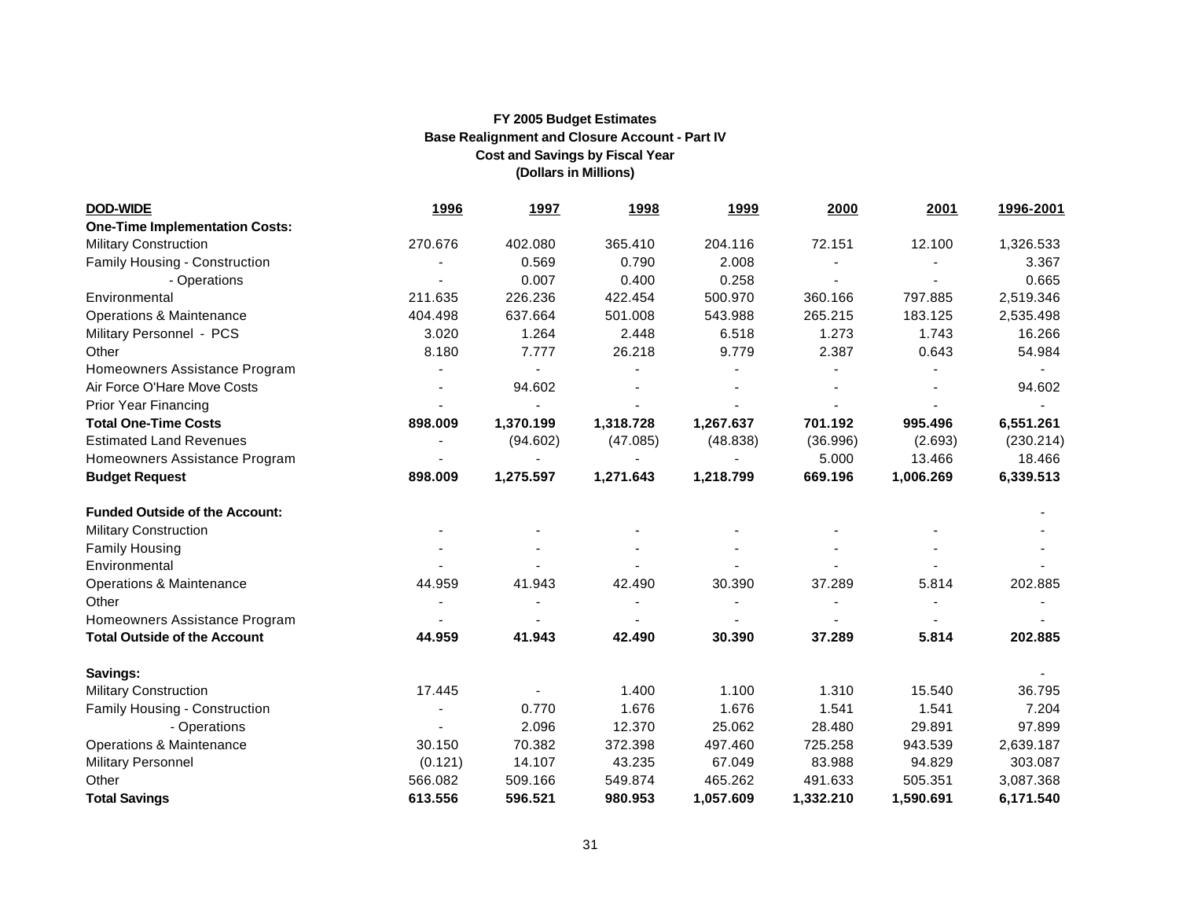**FY 2005 Budget Estimates**
**Base Realignment and Closure Account - Part IV**
**Cost and Savings by Fiscal Year**
**(Dollars in Millions)**

| DOD-WIDE | 1996 | 1997 | 1998 | 1999 | 2000 | 2001 | 1996-2001 |
|---|---|---|---|---|---|---|---|
| **One-Time Implementation Costs:** | | | | | | | |
| Military Construction | 270.676 | 402.080 | 365.410 | 204.116 | 72.151 | 12.100 | 1,326.533 |
| Family Housing - Construction | - | 0.569 | 0.790 | 2.008 | - | - | 3.367 |
| - Operations | - | 0.007 | 0.400 | 0.258 | - | - | 0.665 |
| Environmental | 211.635 | 226.236 | 422.454 | 500.970 | 360.166 | 797.885 | 2,519.346 |
| Operations & Maintenance | 404.498 | 637.664 | 501.008 | 543.988 | 265.215 | 183.125 | 2,535.498 |
| Military Personnel - PCS | 3.020 | 1.264 | 2.448 | 6.518 | 1.273 | 1.743 | 16.266 |
| Other | 8.180 | 7.777 | 26.218 | 9.779 | 2.387 | 0.643 | 54.984 |
| Homeowners Assistance Program | - | - | - | - | - | - | - |
| Air Force O'Hare Move Costs | - | 94.602 | - | - | - | - | 94.602 |
| Prior Year Financing | - | - | - | - | - | - | - |
| **Total One-Time Costs** | **898.009** | **1,370.199** | **1,318.728** | **1,267.637** | **701.192** | **995.496** | **6,551.261** |
| Estimated Land Revenues | - | (94.602) | (47.085) | (48.838) | (36.996) | (2.693) | (230.214) |
| Homeowners Assistance Program | - | - | - | - | 5.000 | 13.466 | 18.466 |
| **Budget Request** | **898.009** | **1,275.597** | **1,271.643** | **1,218.799** | **669.196** | **1,006.269** | **6,339.513** |
| | | | | | | | |
| **Funded Outside of the Account:** | | | | | | | - |
| Military Construction | - | - | - | - | - | - | - |
| Family Housing | - | - | - | - | - | - | - |
| Environmental | - | - | - | - | - | - | - |
| Operations & Maintenance | 44.959 | 41.943 | 42.490 | 30.390 | 37.289 | 5.814 | 202.885 |
| Other | - | - | - | - | - | - | - |
| Homeowners Assistance Program | - | - | - | - | - | - | - |
| **Total Outside of the Account** | **44.959** | **41.943** | **42.490** | **30.390** | **37.289** | **5.814** | **202.885** |
| | | | | | | | |
| **Savings:** | | | | | | | - |
| Military Construction | 17.445 | - | 1.400 | 1.100 | 1.310 | 15.540 | 36.795 |
| Family Housing - Construction | - | 0.770 | 1.676 | 1.676 | 1.541 | 1.541 | 7.204 |
| - Operations | - | 2.096 | 12.370 | 25.062 | 28.480 | 29.891 | 97.899 |
| Operations & Maintenance | 30.150 | 70.382 | 372.398 | 497.460 | 725.258 | 943.539 | 2,639.187 |
| Military Personnel | (0.121) | 14.107 | 43.235 | 67.049 | 83.988 | 94.829 | 303.087 |
| Other | 566.082 | 509.166 | 549.874 | 465.262 | 491.633 | 505.351 | 3,087.368 |
| **Total Savings** | **613.556** | **596.521** | **980.953** | **1,057.609** | **1,332.210** | **1,590.691** | **6,171.540** |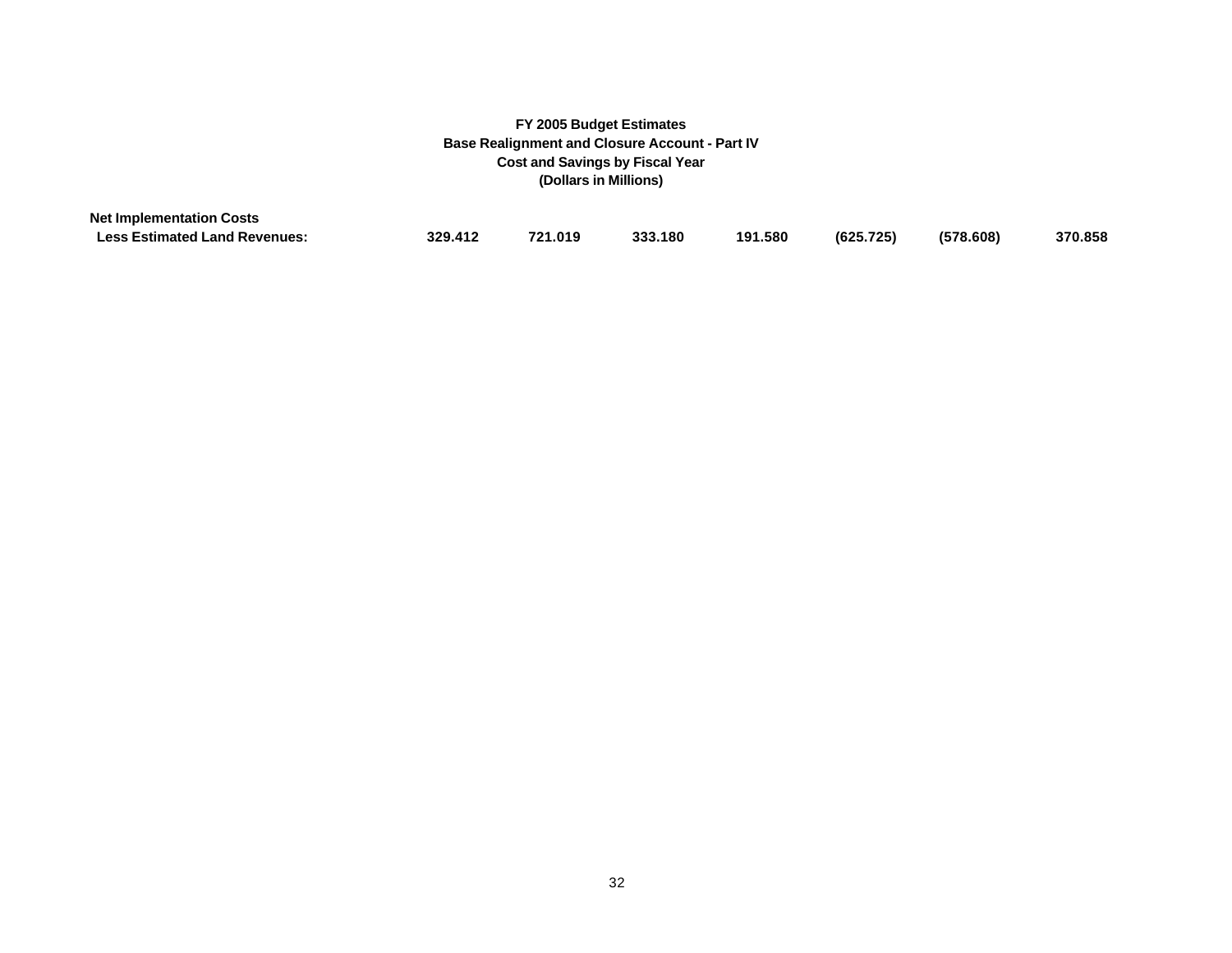**FY 2005 Budget Estimates**
**Base Realignment and Closure Account - Part IV**
**Cost and Savings by Fiscal Year**
**(Dollars in Millions)**

| | | | | | | | |
|---|---|---|---|---|---|---|---|
| **Net Implementation Costs Less Estimated Land Revenues:** | **329.412** | **721.019** | **333.180** | **191.580** | **(625.725)** | **(578.608)** | **370.858** |